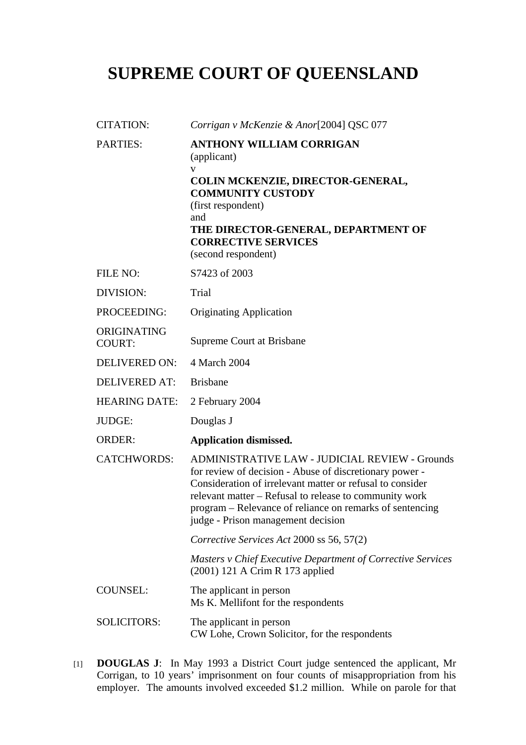# SUPREME COURT OF QUEENSLAND

| | |
|---|---|
| CITATION: | *Corrigan v McKenzie & Anor*[2004] QSC 077 |
| PARTIES: | **ANTHONY WILLIAM CORRIGAN** (applicant) v **COLIN MCKENZIE, DIRECTOR-GENERAL, COMMUNITY CUSTODY** (first respondent) and **THE DIRECTOR-GENERAL, DEPARTMENT OF CORRECTIVE SERVICES** (second respondent) |
| FILE NO: | S7423 of 2003 |
| DIVISION: | Trial |
| PROCEEDING: | Originating Application |
| ORIGINATING COURT: | Supreme Court at Brisbane |
| DELIVERED ON: | 4 March 2004 |
| DELIVERED AT: | Brisbane |
| HEARING DATE: | 2 February 2004 |
| JUDGE: | Douglas J |
| ORDER: | **Application dismissed.** |
| CATCHWORDS: | ADMINISTRATIVE LAW - JUDICIAL REVIEW - Grounds for review of decision - Abuse of discretionary power - Consideration of irrelevant matter or refusal to consider relevant matter – Refusal to release to community work program – Relevance of reliance on remarks of sentencing judge - Prison management decision<br><br>*Corrective Services Act* 2000 ss 56, 57(2)<br><br>*Masters v Chief Executive Department of Corrective Services* (2001) 121 A Crim R 173 applied |
| COUNSEL: | The applicant in person<br>Ms K. Mellifont for the respondents |
| SOLICITORS: | The applicant in person<br>CW Lohe, Crown Solicitor, for the respondents |

[1] **DOUGLAS J**: In May 1993 a District Court judge sentenced the applicant, Mr Corrigan, to 10 years' imprisonment on four counts of misappropriation from his employer. The amounts involved exceeded $1.2 million. While on parole for that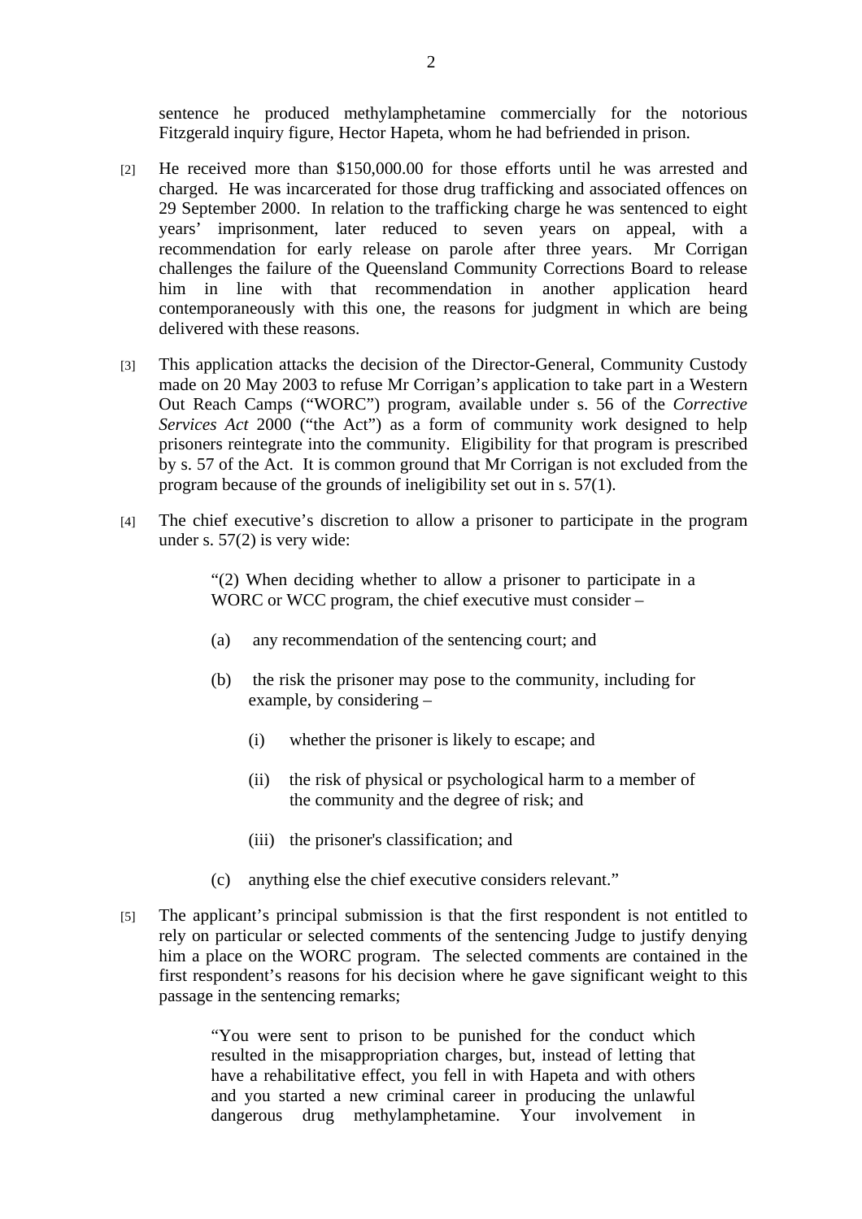sentence he produced methylamphetamine commercially for the notorious Fitzgerald inquiry figure, Hector Hapeta, whom he had befriended in prison.

[2] He received more than $150,000.00 for those efforts until he was arrested and charged. He was incarcerated for those drug trafficking and associated offences on 29 September 2000. In relation to the trafficking charge he was sentenced to eight years' imprisonment, later reduced to seven years on appeal, with a recommendation for early release on parole after three years. Mr Corrigan challenges the failure of the Queensland Community Corrections Board to release him in line with that recommendation in another application heard contemporaneously with this one, the reasons for judgment in which are being delivered with these reasons.

[3] This application attacks the decision of the Director-General, Community Custody made on 20 May 2003 to refuse Mr Corrigan's application to take part in a Western Out Reach Camps ("WORC") program, available under s. 56 of the *Corrective Services Act* 2000 ("the Act") as a form of community work designed to help prisoners reintegrate into the community. Eligibility for that program is prescribed by s. 57 of the Act. It is common ground that Mr Corrigan is not excluded from the program because of the grounds of ineligibility set out in s. 57(1).

[4] The chief executive's discretion to allow a prisoner to participate in the program under s. 57(2) is very wide:

> "(2) When deciding whether to allow a prisoner to participate in a WORC or WCC program, the chief executive must consider –
>
> (a) any recommendation of the sentencing court; and
>
> (b) the risk the prisoner may pose to the community, including for example, by considering –
>
> (i) whether the prisoner is likely to escape; and
>
> (ii) the risk of physical or psychological harm to a member of the community and the degree of risk; and
>
> (iii) the prisoner's classification; and
>
> (c) anything else the chief executive considers relevant."

[5] The applicant's principal submission is that the first respondent is not entitled to rely on particular or selected comments of the sentencing Judge to justify denying him a place on the WORC program. The selected comments are contained in the first respondent's reasons for his decision where he gave significant weight to this passage in the sentencing remarks;

> "You were sent to prison to be punished for the conduct which resulted in the misappropriation charges, but, instead of letting that have a rehabilitative effect, you fell in with Hapeta and with others and you started a new criminal career in producing the unlawful dangerous drug methylamphetamine. Your involvement in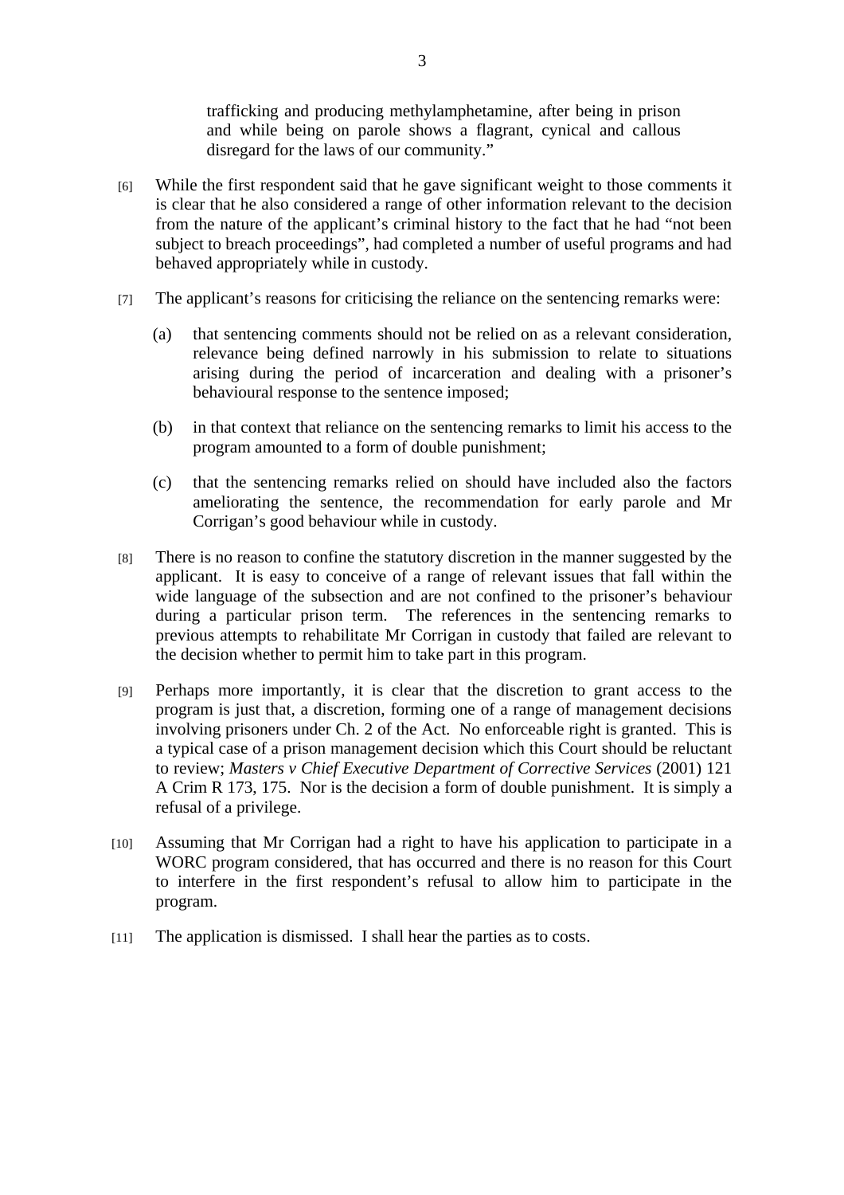> trafficking and producing methylamphetamine, after being in prison and while being on parole shows a flagrant, cynical and callous disregard for the laws of our community."

[6] While the first respondent said that he gave significant weight to those comments it is clear that he also considered a range of other information relevant to the decision from the nature of the applicant's criminal history to the fact that he had "not been subject to breach proceedings", had completed a number of useful programs and had behaved appropriately while in custody.

[7] The applicant's reasons for criticising the reliance on the sentencing remarks were:

(a) that sentencing comments should not be relied on as a relevant consideration, relevance being defined narrowly in his submission to relate to situations arising during the period of incarceration and dealing with a prisoner's behavioural response to the sentence imposed;

(b) in that context that reliance on the sentencing remarks to limit his access to the program amounted to a form of double punishment;

(c) that the sentencing remarks relied on should have included also the factors ameliorating the sentence, the recommendation for early parole and Mr Corrigan's good behaviour while in custody.

[8] There is no reason to confine the statutory discretion in the manner suggested by the applicant. It is easy to conceive of a range of relevant issues that fall within the wide language of the subsection and are not confined to the prisoner's behaviour during a particular prison term. The references in the sentencing remarks to previous attempts to rehabilitate Mr Corrigan in custody that failed are relevant to the decision whether to permit him to take part in this program.

[9] Perhaps more importantly, it is clear that the discretion to grant access to the program is just that, a discretion, forming one of a range of management decisions involving prisoners under Ch. 2 of the Act. No enforceable right is granted. This is a typical case of a prison management decision which this Court should be reluctant to review; *Masters v Chief Executive Department of Corrective Services* (2001) 121 A Crim R 173, 175. Nor is the decision a form of double punishment. It is simply a refusal of a privilege.

[10] Assuming that Mr Corrigan had a right to have his application to participate in a WORC program considered, that has occurred and there is no reason for this Court to interfere in the first respondent's refusal to allow him to participate in the program.

[11] The application is dismissed. I shall hear the parties as to costs.